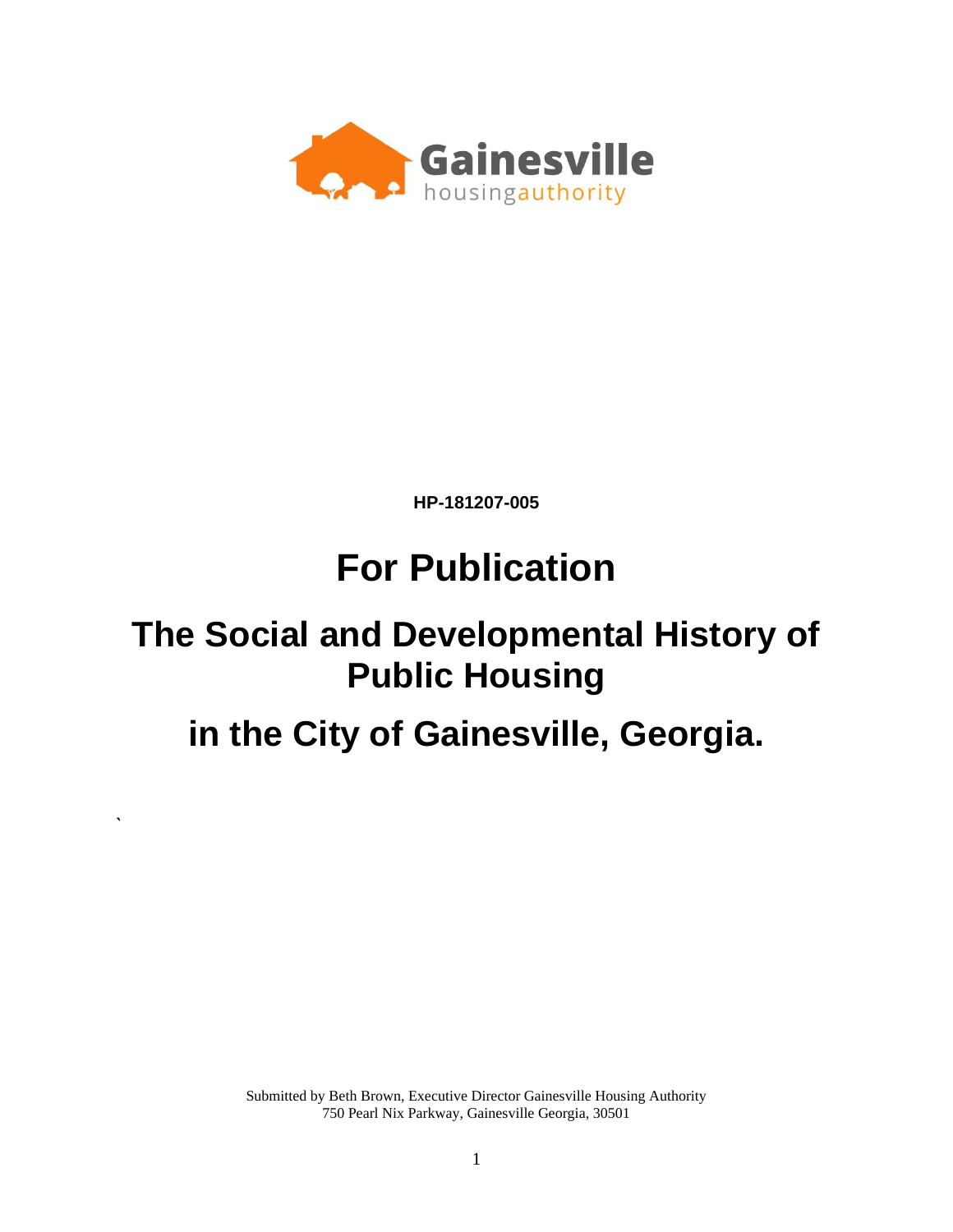Gainesville housingauthority

**HP-181207-005**

# For Publication

# The Social and Developmental History of Public Housing

# in the City of Gainesville, Georgia.

`

Submitted by Beth Brown, Executive Director Gainesville Housing Authority
750 Pearl Nix Parkway, Gainesville Georgia, 30501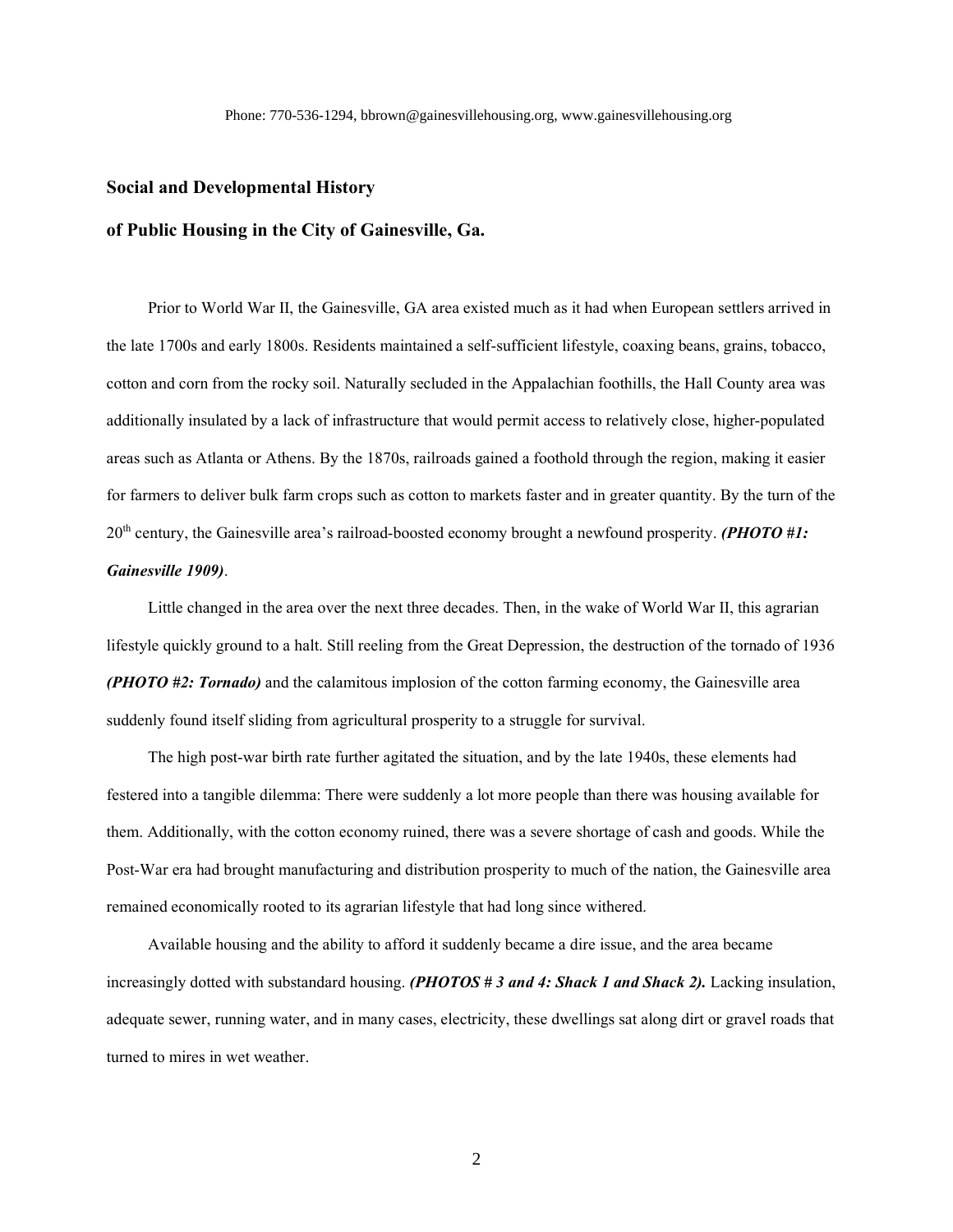Phone: 770-536-1294, bbrown@gainesvillehousing.org, www.gainesvillehousing.org

## Social and Developmental History

## of Public Housing in the City of Gainesville, Ga.

Prior to World War II, the Gainesville, GA area existed much as it had when European settlers arrived in the late 1700s and early 1800s. Residents maintained a self-sufficient lifestyle, coaxing beans, grains, tobacco, cotton and corn from the rocky soil. Naturally secluded in the Appalachian foothills, the Hall County area was additionally insulated by a lack of infrastructure that would permit access to relatively close, higher-populated areas such as Atlanta or Athens. By the 1870s, railroads gained a foothold through the region, making it easier for farmers to deliver bulk farm crops such as cotton to markets faster and in greater quantity. By the turn of the 20th century, the Gainesville area's railroad-boosted economy brought a newfound prosperity. ***(PHOTO #1: Gainesville 1909)***.

Little changed in the area over the next three decades. Then, in the wake of World War II, this agrarian lifestyle quickly ground to a halt. Still reeling from the Great Depression, the destruction of the tornado of 1936 ***(PHOTO #2: Tornado)*** and the calamitous implosion of the cotton farming economy, the Gainesville area suddenly found itself sliding from agricultural prosperity to a struggle for survival.

The high post-war birth rate further agitated the situation, and by the late 1940s, these elements had festered into a tangible dilemma: There were suddenly a lot more people than there was housing available for them. Additionally, with the cotton economy ruined, there was a severe shortage of cash and goods. While the Post-War era had brought manufacturing and distribution prosperity to much of the nation, the Gainesville area remained economically rooted to its agrarian lifestyle that had long since withered.

Available housing and the ability to afford it suddenly became a dire issue, and the area became increasingly dotted with substandard housing. ***(PHOTOS # 3 and 4: Shack 1 and Shack 2).*** Lacking insulation, adequate sewer, running water, and in many cases, electricity, these dwellings sat along dirt or gravel roads that turned to mires in wet weather.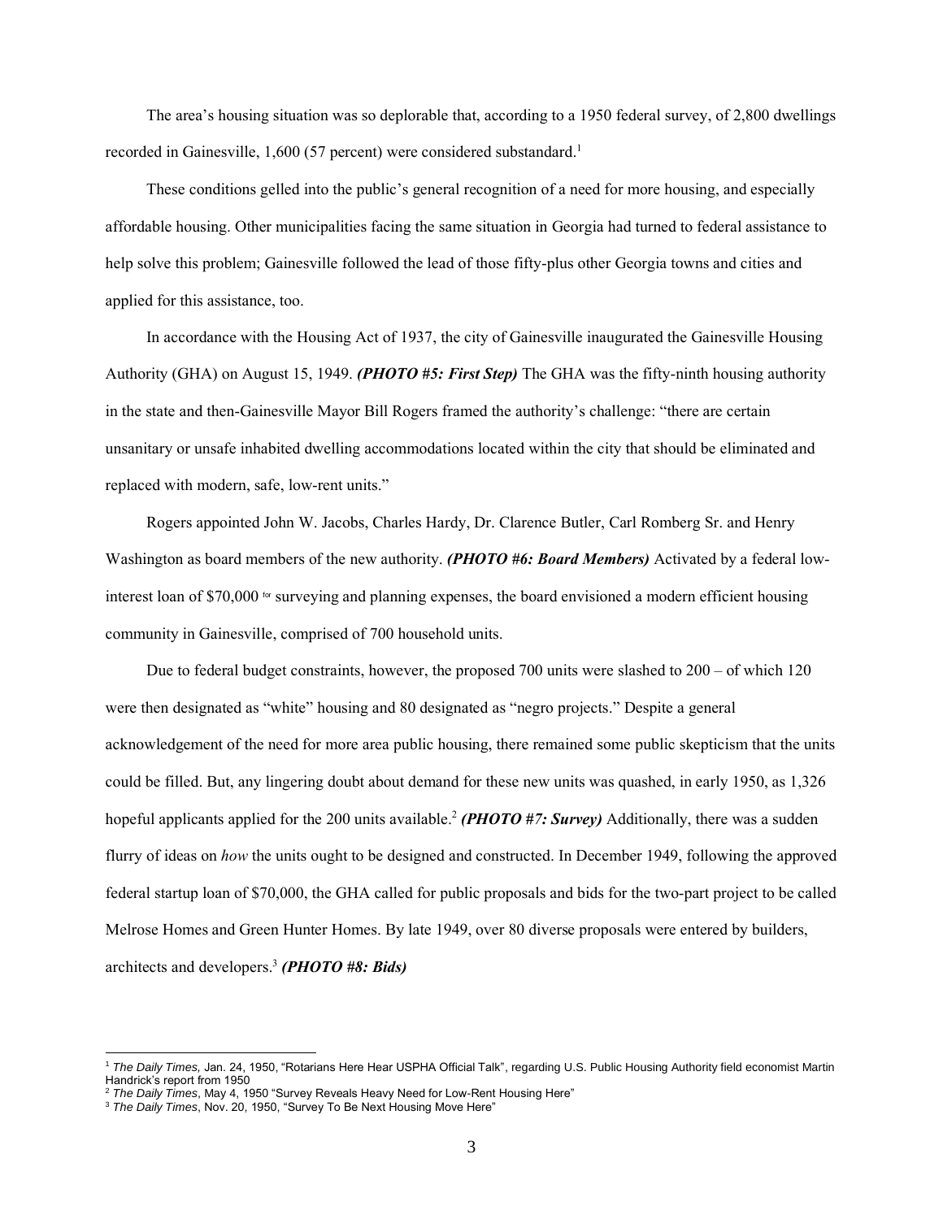The area's housing situation was so deplorable that, according to a 1950 federal survey, of 2,800 dwellings recorded in Gainesville, 1,600 (57 percent) were considered substandard.[1]

These conditions gelled into the public's general recognition of a need for more housing, and especially affordable housing. Other municipalities facing the same situation in Georgia had turned to federal assistance to help solve this problem; Gainesville followed the lead of those fifty-plus other Georgia towns and cities and applied for this assistance, too.

In accordance with the Housing Act of 1937, the city of Gainesville inaugurated the Gainesville Housing Authority (GHA) on August 15, 1949. ***(PHOTO #5: First Step)*** The GHA was the fifty-ninth housing authority in the state and then-Gainesville Mayor Bill Rogers framed the authority's challenge: "there are certain unsanitary or unsafe inhabited dwelling accommodations located within the city that should be eliminated and replaced with modern, safe, low-rent units."

Rogers appointed John W. Jacobs, Charles Hardy, Dr. Clarence Butler, Carl Romberg Sr. and Henry Washington as board members of the new authority. ***(PHOTO #6: Board Members)*** Activated by a federal low-interest loan of $70,000 for surveying and planning expenses, the board envisioned a modern efficient housing community in Gainesville, comprised of 700 household units.

Due to federal budget constraints, however, the proposed 700 units were slashed to 200 – of which 120 were then designated as "white" housing and 80 designated as "negro projects." Despite a general acknowledgement of the need for more area public housing, there remained some public skepticism that the units could be filled. But, any lingering doubt about demand for these new units was quashed, in early 1950, as 1,326 hopeful applicants applied for the 200 units available.[2] ***(PHOTO #7: Survey)*** Additionally, there was a sudden flurry of ideas on *how* the units ought to be designed and constructed. In December 1949, following the approved federal startup loan of $70,000, the GHA called for public proposals and bids for the two-part project to be called Melrose Homes and Green Hunter Homes. By late 1949, over 80 diverse proposals were entered by builders, architects and developers.[3] ***(PHOTO #8: Bids)***

---

[1] *The Daily Times,* Jan. 24, 1950, "Rotarians Here Hear USPHA Official Talk", regarding U.S. Public Housing Authority field economist Martin Handrick's report from 1950

[2] *The Daily Times*, May 4, 1950 "Survey Reveals Heavy Need for Low-Rent Housing Here"

[3] *The Daily Times*, Nov. 20, 1950, "Survey To Be Next Housing Move Here"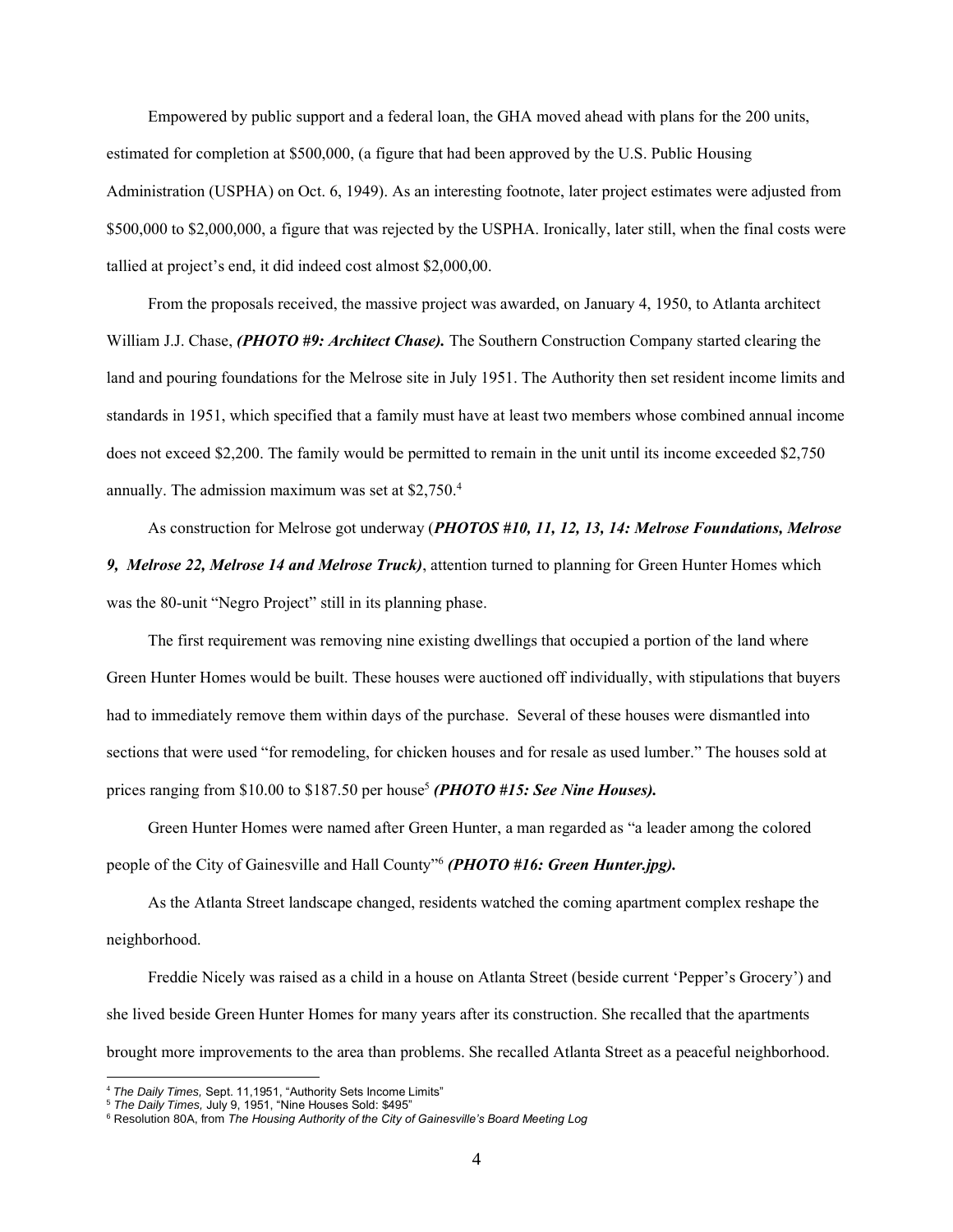Empowered by public support and a federal loan, the GHA moved ahead with plans for the 200 units, estimated for completion at $500,000, (a figure that had been approved by the U.S. Public Housing Administration (USPHA) on Oct. 6, 1949). As an interesting footnote, later project estimates were adjusted from $500,000 to $2,000,000, a figure that was rejected by the USPHA. Ironically, later still, when the final costs were tallied at project's end, it did indeed cost almost $2,000,00.

From the proposals received, the massive project was awarded, on January 4, 1950, to Atlanta architect William J.J. Chase, ***(PHOTO #9: Architect Chase).*** The Southern Construction Company started clearing the land and pouring foundations for the Melrose site in July 1951. The Authority then set resident income limits and standards in 1951, which specified that a family must have at least two members whose combined annual income does not exceed $2,200. The family would be permitted to remain in the unit until its income exceeded $2,750 annually. The admission maximum was set at $2,750.[4]

As construction for Melrose got underway (***PHOTOS #10, 11, 12, 13, 14: Melrose Foundations, Melrose 9, Melrose 22, Melrose 14 and Melrose Truck)***, attention turned to planning for Green Hunter Homes which was the 80-unit "Negro Project" still in its planning phase.

The first requirement was removing nine existing dwellings that occupied a portion of the land where Green Hunter Homes would be built. These houses were auctioned off individually, with stipulations that buyers had to immediately remove them within days of the purchase. Several of these houses were dismantled into sections that were used "for remodeling, for chicken houses and for resale as used lumber." The houses sold at prices ranging from $10.00 to $187.50 per house[5] ***(PHOTO #15: See Nine Houses).***

Green Hunter Homes were named after Green Hunter, a man regarded as "a leader among the colored people of the City of Gainesville and Hall County"[6] ***(PHOTO #16: Green Hunter.jpg).***

As the Atlanta Street landscape changed, residents watched the coming apartment complex reshape the neighborhood.

Freddie Nicely was raised as a child in a house on Atlanta Street (beside current 'Pepper's Grocery') and she lived beside Green Hunter Homes for many years after its construction. She recalled that the apartments brought more improvements to the area than problems. She recalled Atlanta Street as a peaceful neighborhood.

---

[4] *The Daily Times,* Sept. 11,1951, "Authority Sets Income Limits"

[5] *The Daily Times,* July 9, 1951, "Nine Houses Sold: $495"

[6] Resolution 80A, from *The Housing Authority of the City of Gainesville's Board Meeting Log*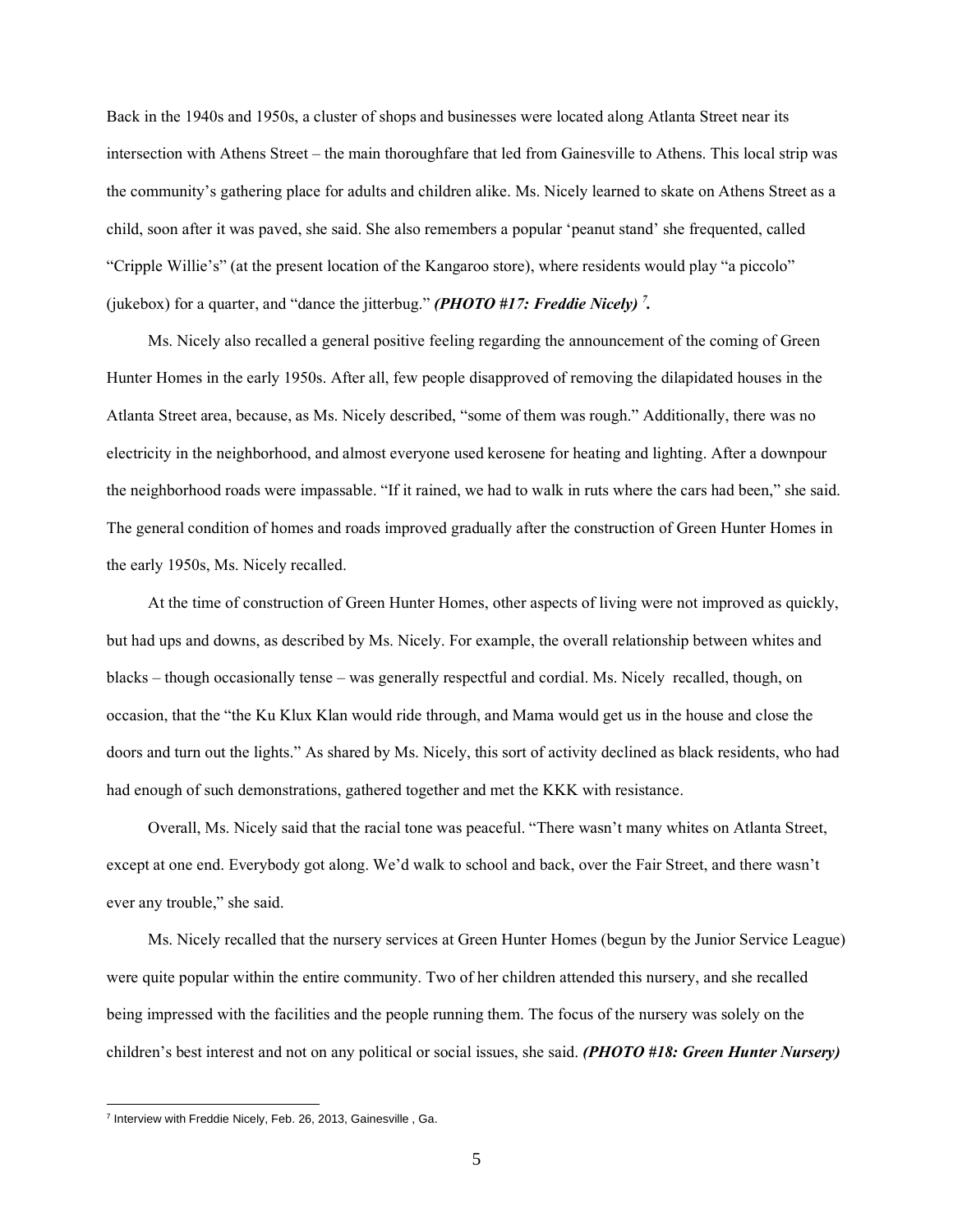Back in the 1940s and 1950s, a cluster of shops and businesses were located along Atlanta Street near its intersection with Athens Street – the main thoroughfare that led from Gainesville to Athens. This local strip was the community's gathering place for adults and children alike. Ms. Nicely learned to skate on Athens Street as a child, soon after it was paved, she said. She also remembers a popular 'peanut stand' she frequented, called "Cripple Willie's" (at the present location of the Kangaroo store), where residents would play "a piccolo" (jukebox) for a quarter, and "dance the jitterbug." ***(PHOTO #17: Freddie Nicely)*** [7]***.***

Ms. Nicely also recalled a general positive feeling regarding the announcement of the coming of Green Hunter Homes in the early 1950s. After all, few people disapproved of removing the dilapidated houses in the Atlanta Street area, because, as Ms. Nicely described, "some of them was rough." Additionally, there was no electricity in the neighborhood, and almost everyone used kerosene for heating and lighting. After a downpour the neighborhood roads were impassable. "If it rained, we had to walk in ruts where the cars had been," she said. The general condition of homes and roads improved gradually after the construction of Green Hunter Homes in the early 1950s, Ms. Nicely recalled.

At the time of construction of Green Hunter Homes, other aspects of living were not improved as quickly, but had ups and downs, as described by Ms. Nicely. For example, the overall relationship between whites and blacks – though occasionally tense – was generally respectful and cordial. Ms. Nicely recalled, though, on occasion, that the "the Ku Klux Klan would ride through, and Mama would get us in the house and close the doors and turn out the lights." As shared by Ms. Nicely, this sort of activity declined as black residents, who had had enough of such demonstrations, gathered together and met the KKK with resistance.

Overall, Ms. Nicely said that the racial tone was peaceful. "There wasn't many whites on Atlanta Street, except at one end. Everybody got along. We'd walk to school and back, over the Fair Street, and there wasn't ever any trouble," she said.

Ms. Nicely recalled that the nursery services at Green Hunter Homes (begun by the Junior Service League) were quite popular within the entire community. Two of her children attended this nursery, and she recalled being impressed with the facilities and the people running them. The focus of the nursery was solely on the children's best interest and not on any political or social issues, she said. ***(PHOTO #18: Green Hunter Nursery)***

---

[7] Interview with Freddie Nicely, Feb. 26, 2013, Gainesville , Ga.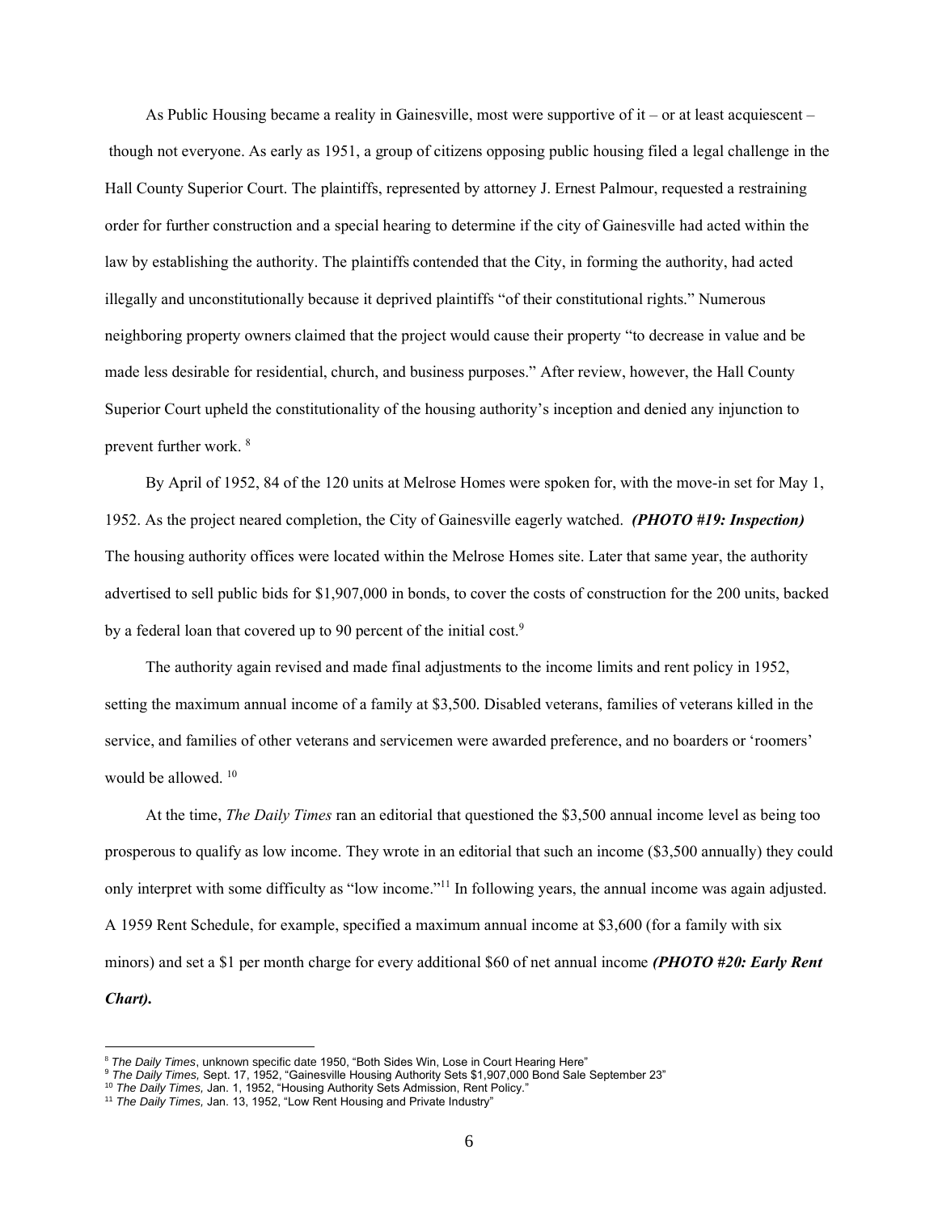As Public Housing became a reality in Gainesville, most were supportive of it – or at least acquiescent – though not everyone. As early as 1951, a group of citizens opposing public housing filed a legal challenge in the Hall County Superior Court. The plaintiffs, represented by attorney J. Ernest Palmour, requested a restraining order for further construction and a special hearing to determine if the city of Gainesville had acted within the law by establishing the authority. The plaintiffs contended that the City, in forming the authority, had acted illegally and unconstitutionally because it deprived plaintiffs "of their constitutional rights." Numerous neighboring property owners claimed that the project would cause their property "to decrease in value and be made less desirable for residential, church, and business purposes." After review, however, the Hall County Superior Court upheld the constitutionality of the housing authority's inception and denied any injunction to prevent further work. [8]

By April of 1952, 84 of the 120 units at Melrose Homes were spoken for, with the move-in set for May 1, 1952. As the project neared completion, the City of Gainesville eagerly watched. ***(PHOTO #19: Inspection)*** The housing authority offices were located within the Melrose Homes site. Later that same year, the authority advertised to sell public bids for $1,907,000 in bonds, to cover the costs of construction for the 200 units, backed by a federal loan that covered up to 90 percent of the initial cost.[9]

The authority again revised and made final adjustments to the income limits and rent policy in 1952, setting the maximum annual income of a family at $3,500. Disabled veterans, families of veterans killed in the service, and families of other veterans and servicemen were awarded preference, and no boarders or 'roomers' would be allowed. [10]

At the time, *The Daily Times* ran an editorial that questioned the $3,500 annual income level as being too prosperous to qualify as low income. They wrote in an editorial that such an income ($3,500 annually) they could only interpret with some difficulty as "low income."[11] In following years, the annual income was again adjusted. A 1959 Rent Schedule, for example, specified a maximum annual income at $3,600 (for a family with six minors) and set a $1 per month charge for every additional $60 of net annual income ***(PHOTO #20: Early Rent Chart).***

---

[8] *The Daily Times*, unknown specific date 1950, "Both Sides Win, Lose in Court Hearing Here"

[9] *The Daily Times,* Sept. 17, 1952, "Gainesville Housing Authority Sets $1,907,000 Bond Sale September 23"

[10] *The Daily Times,* Jan. 1, 1952, "Housing Authority Sets Admission, Rent Policy."

[11] *The Daily Times,* Jan. 13, 1952, "Low Rent Housing and Private Industry"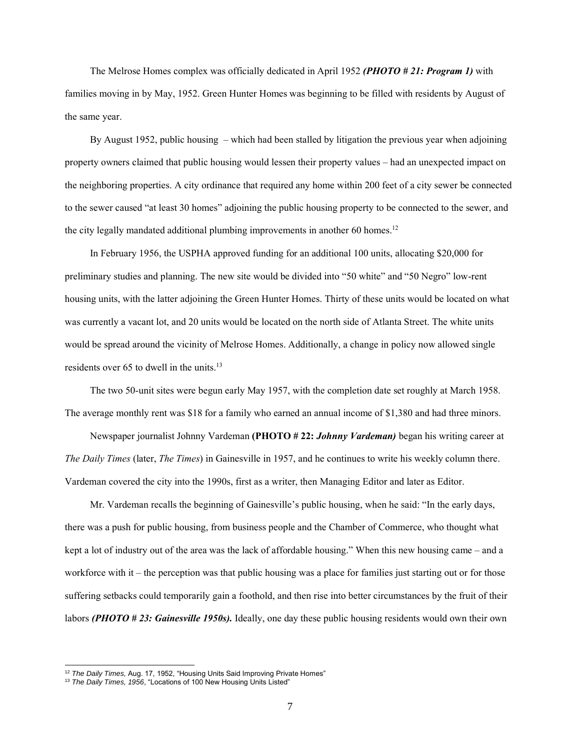The Melrose Homes complex was officially dedicated in April 1952 ***(PHOTO # 21: Program 1)*** with families moving in by May, 1952. Green Hunter Homes was beginning to be filled with residents by August of the same year.

By August 1952, public housing – which had been stalled by litigation the previous year when adjoining property owners claimed that public housing would lessen their property values – had an unexpected impact on the neighboring properties. A city ordinance that required any home within 200 feet of a city sewer be connected to the sewer caused "at least 30 homes" adjoining the public housing property to be connected to the sewer, and the city legally mandated additional plumbing improvements in another 60 homes.[12]

In February 1956, the USPHA approved funding for an additional 100 units, allocating $20,000 for preliminary studies and planning. The new site would be divided into "50 white" and "50 Negro" low-rent housing units, with the latter adjoining the Green Hunter Homes. Thirty of these units would be located on what was currently a vacant lot, and 20 units would be located on the north side of Atlanta Street. The white units would be spread around the vicinity of Melrose Homes. Additionally, a change in policy now allowed single residents over 65 to dwell in the units.[13]

The two 50-unit sites were begun early May 1957, with the completion date set roughly at March 1958. The average monthly rent was $18 for a family who earned an annual income of $1,380 and had three minors.

Newspaper journalist Johnny Vardeman **(PHOTO # 22: *Johnny Vardeman)*** began his writing career at *The Daily Times* (later, *The Times*) in Gainesville in 1957, and he continues to write his weekly column there. Vardeman covered the city into the 1990s, first as a writer, then Managing Editor and later as Editor.

Mr. Vardeman recalls the beginning of Gainesville's public housing, when he said: "In the early days, there was a push for public housing, from business people and the Chamber of Commerce, who thought what kept a lot of industry out of the area was the lack of affordable housing." When this new housing came – and a workforce with it – the perception was that public housing was a place for families just starting out or for those suffering setbacks could temporarily gain a foothold, and then rise into better circumstances by the fruit of their labors ***(PHOTO # 23: Gainesville 1950s).*** Ideally, one day these public housing residents would own their own

---

[12] *The Daily Times,* Aug. 17, 1952, "Housing Units Said Improving Private Homes"

[13] *The Daily Times, 1956*, "Locations of 100 New Housing Units Listed"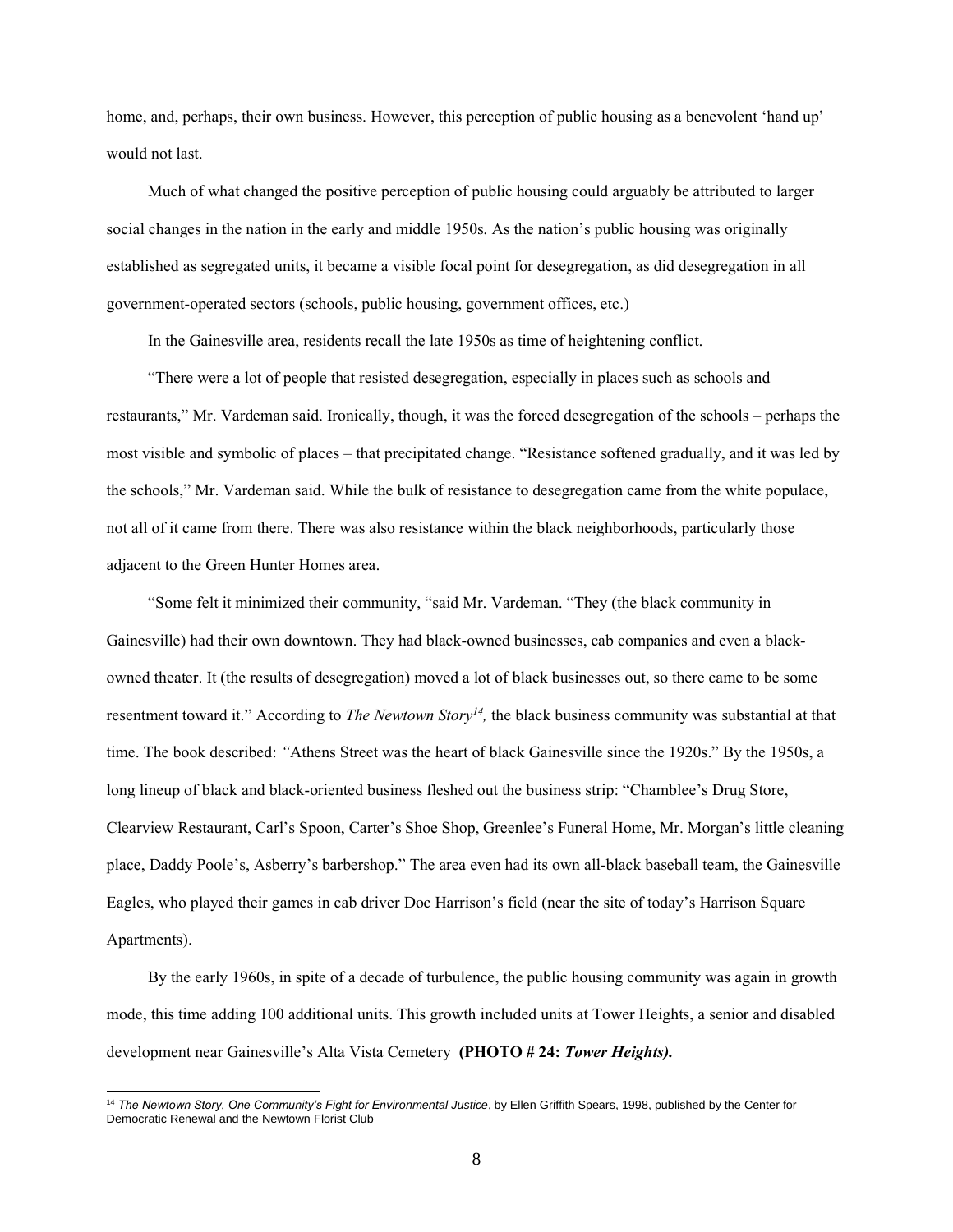home, and, perhaps, their own business. However, this perception of public housing as a benevolent 'hand up' would not last.

Much of what changed the positive perception of public housing could arguably be attributed to larger social changes in the nation in the early and middle 1950s. As the nation's public housing was originally established as segregated units, it became a visible focal point for desegregation, as did desegregation in all government-operated sectors (schools, public housing, government offices, etc.)

In the Gainesville area, residents recall the late 1950s as time of heightening conflict.

"There were a lot of people that resisted desegregation, especially in places such as schools and restaurants," Mr. Vardeman said. Ironically, though, it was the forced desegregation of the schools – perhaps the most visible and symbolic of places – that precipitated change. "Resistance softened gradually, and it was led by the schools," Mr. Vardeman said. While the bulk of resistance to desegregation came from the white populace, not all of it came from there. There was also resistance within the black neighborhoods, particularly those adjacent to the Green Hunter Homes area.

"Some felt it minimized their community, "said Mr. Vardeman. "They (the black community in Gainesville) had their own downtown. They had black-owned businesses, cab companies and even a black-owned theater. It (the results of desegregation) moved a lot of black businesses out, so there came to be some resentment toward it." According to *The Newtown Story*[14], the black business community was substantial at that time. The book described: "Athens Street was the heart of black Gainesville since the 1920s." By the 1950s, a long lineup of black and black-oriented business fleshed out the business strip: "Chamblee's Drug Store, Clearview Restaurant, Carl's Spoon, Carter's Shoe Shop, Greenlee's Funeral Home, Mr. Morgan's little cleaning place, Daddy Poole's, Asberry's barbershop." The area even had its own all-black baseball team, the Gainesville Eagles, who played their games in cab driver Doc Harrison's field (near the site of today's Harrison Square Apartments).

By the early 1960s, in spite of a decade of turbulence, the public housing community was again in growth mode, this time adding 100 additional units. This growth included units at Tower Heights, a senior and disabled development near Gainesville's Alta Vista Cemetery **(PHOTO # 24: *Tower Heights).***

---

[14] *The Newtown Story, One Community's Fight for Environmental Justice*, by Ellen Griffith Spears, 1998, published by the Center for Democratic Renewal and the Newtown Florist Club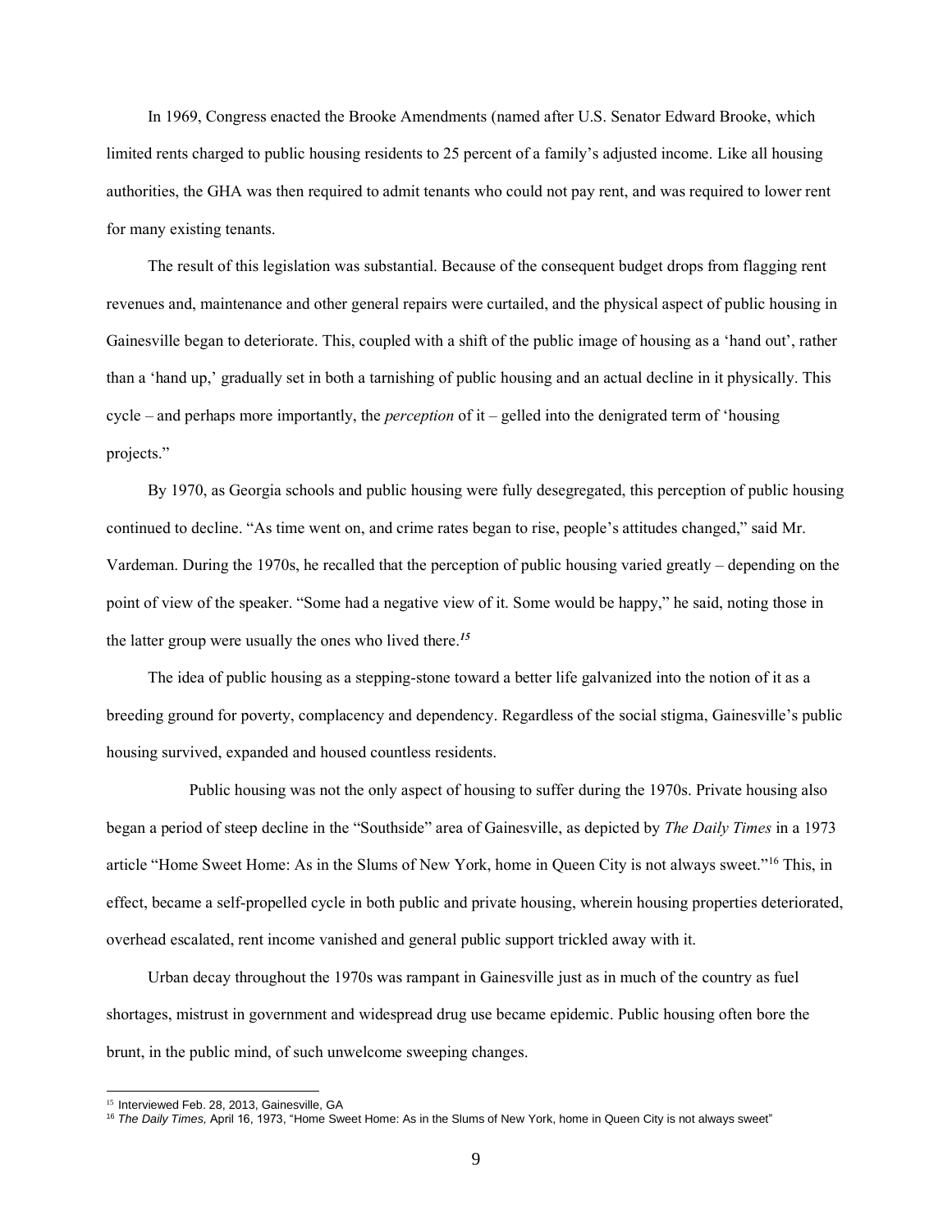In 1969, Congress enacted the Brooke Amendments (named after U.S. Senator Edward Brooke, which limited rents charged to public housing residents to 25 percent of a family's adjusted income. Like all housing authorities, the GHA was then required to admit tenants who could not pay rent, and was required to lower rent for many existing tenants.

The result of this legislation was substantial. Because of the consequent budget drops from flagging rent revenues and, maintenance and other general repairs were curtailed, and the physical aspect of public housing in Gainesville began to deteriorate. This, coupled with a shift of the public image of housing as a 'hand out', rather than a 'hand up,' gradually set in both a tarnishing of public housing and an actual decline in it physically. This cycle – and perhaps more importantly, the *perception* of it – gelled into the denigrated term of 'housing projects."

By 1970, as Georgia schools and public housing were fully desegregated, this perception of public housing continued to decline. "As time went on, and crime rates began to rise, people's attitudes changed," said Mr. Vardeman. During the 1970s, he recalled that the perception of public housing varied greatly – depending on the point of view of the speaker. "Some had a negative view of it. Some would be happy," he said, noting those in the latter group were usually the ones who lived there.[15]

The idea of public housing as a stepping-stone toward a better life galvanized into the notion of it as a breeding ground for poverty, complacency and dependency. Regardless of the social stigma, Gainesville's public housing survived, expanded and housed countless residents.

Public housing was not the only aspect of housing to suffer during the 1970s. Private housing also began a period of steep decline in the "Southside" area of Gainesville, as depicted by *The Daily Times* in a 1973 article "Home Sweet Home: As in the Slums of New York, home in Queen City is not always sweet."[16] This, in effect, became a self-propelled cycle in both public and private housing, wherein housing properties deteriorated, overhead escalated, rent income vanished and general public support trickled away with it.

Urban decay throughout the 1970s was rampant in Gainesville just as in much of the country as fuel shortages, mistrust in government and widespread drug use became epidemic. Public housing often bore the brunt, in the public mind, of such unwelcome sweeping changes.

---

[15] Interviewed Feb. 28, 2013, Gainesville, GA

[16] *The Daily Times,* April 16, 1973, "Home Sweet Home: As in the Slums of New York, home in Queen City is not always sweet"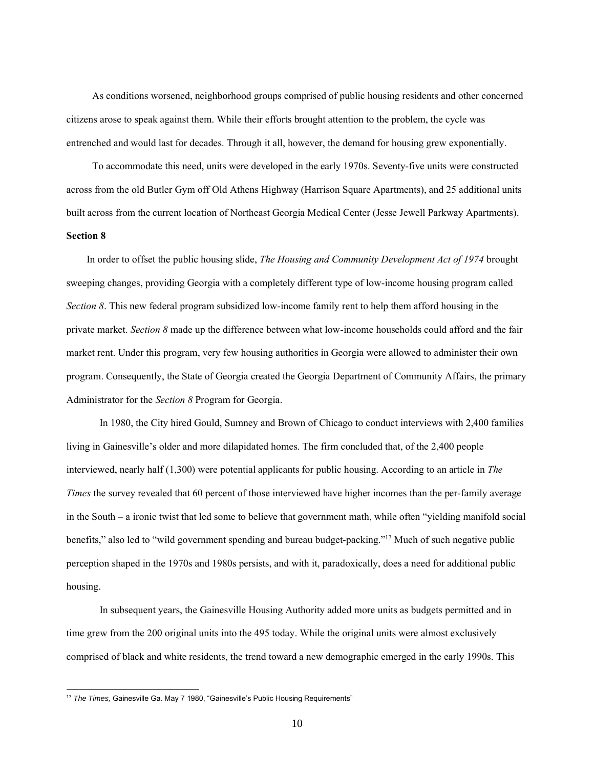As conditions worsened, neighborhood groups comprised of public housing residents and other concerned citizens arose to speak against them. While their efforts brought attention to the problem, the cycle was entrenched and would last for decades. Through it all, however, the demand for housing grew exponentially.

To accommodate this need, units were developed in the early 1970s. Seventy-five units were constructed across from the old Butler Gym off Old Athens Highway (Harrison Square Apartments), and 25 additional units built across from the current location of Northeast Georgia Medical Center (Jesse Jewell Parkway Apartments).

**Section 8**

In order to offset the public housing slide, *The Housing and Community Development Act of 1974* brought sweeping changes, providing Georgia with a completely different type of low-income housing program called *Section 8*. This new federal program subsidized low-income family rent to help them afford housing in the private market. *Section 8* made up the difference between what low-income households could afford and the fair market rent. Under this program, very few housing authorities in Georgia were allowed to administer their own program. Consequently, the State of Georgia created the Georgia Department of Community Affairs, the primary Administrator for the *Section 8* Program for Georgia.

In 1980, the City hired Gould, Sumney and Brown of Chicago to conduct interviews with 2,400 families living in Gainesville's older and more dilapidated homes. The firm concluded that, of the 2,400 people interviewed, nearly half (1,300) were potential applicants for public housing. According to an article in *The Times* the survey revealed that 60 percent of those interviewed have higher incomes than the per-family average in the South – a ironic twist that led some to believe that government math, while often "yielding manifold social benefits," also led to "wild government spending and bureau budget-packing."[17] Much of such negative public perception shaped in the 1970s and 1980s persists, and with it, paradoxically, does a need for additional public housing.

In subsequent years, the Gainesville Housing Authority added more units as budgets permitted and in time grew from the 200 original units into the 495 today. While the original units were almost exclusively comprised of black and white residents, the trend toward a new demographic emerged in the early 1990s. This

[17] *The Times,* Gainesville Ga. May 7 1980, "Gainesville's Public Housing Requirements"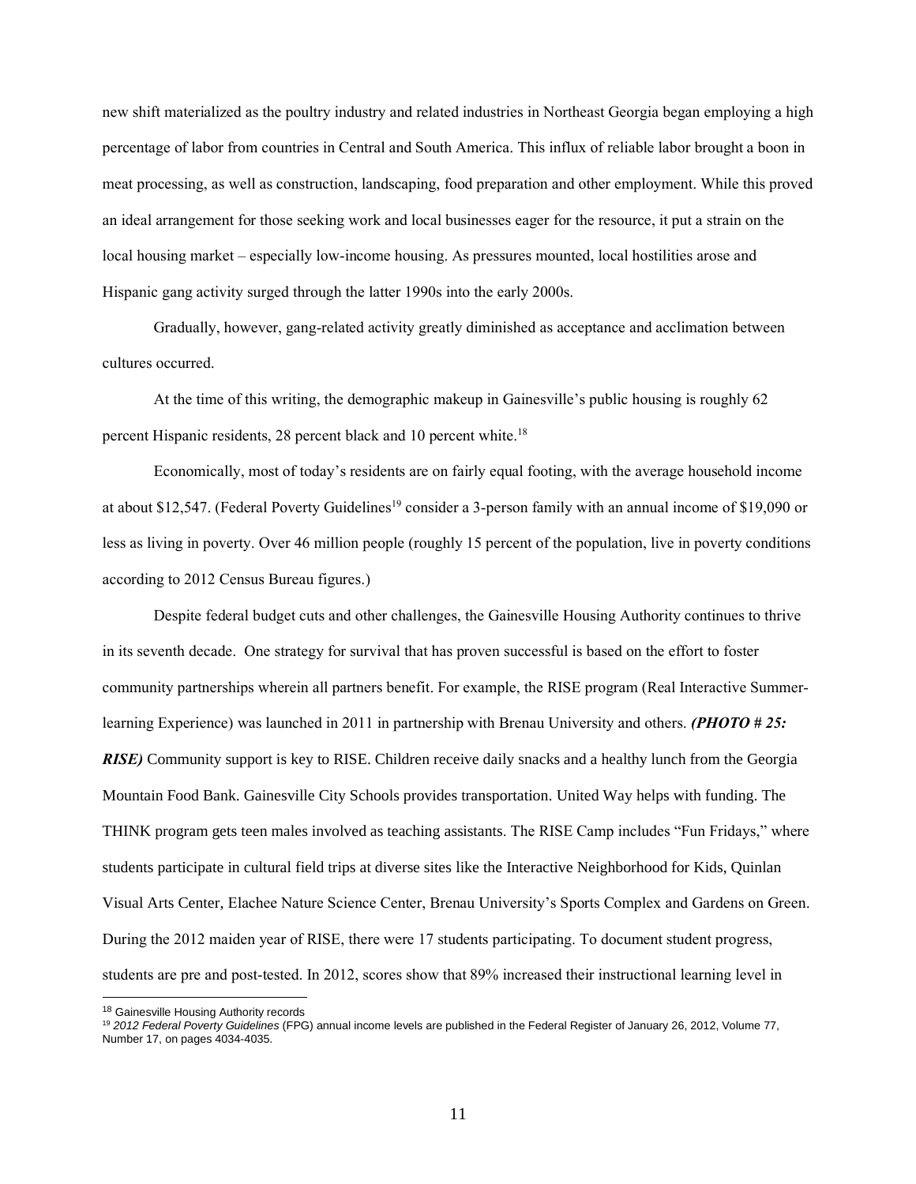new shift materialized as the poultry industry and related industries in Northeast Georgia began employing a high percentage of labor from countries in Central and South America. This influx of reliable labor brought a boon in meat processing, as well as construction, landscaping, food preparation and other employment. While this proved an ideal arrangement for those seeking work and local businesses eager for the resource, it put a strain on the local housing market – especially low-income housing. As pressures mounted, local hostilities arose and Hispanic gang activity surged through the latter 1990s into the early 2000s.

Gradually, however, gang-related activity greatly diminished as acceptance and acclimation between cultures occurred.

At the time of this writing, the demographic makeup in Gainesville's public housing is roughly 62 percent Hispanic residents, 28 percent black and 10 percent white.[18]

Economically, most of today's residents are on fairly equal footing, with the average household income at about $12,547. (Federal Poverty Guidelines[19] consider a 3-person family with an annual income of $19,090 or less as living in poverty. Over 46 million people (roughly 15 percent of the population, live in poverty conditions according to 2012 Census Bureau figures.)

Despite federal budget cuts and other challenges, the Gainesville Housing Authority continues to thrive in its seventh decade. One strategy for survival that has proven successful is based on the effort to foster community partnerships wherein all partners benefit. For example, the RISE program (Real Interactive Summer-learning Experience) was launched in 2011 in partnership with Brenau University and others. ***(PHOTO # 25: RISE)*** Community support is key to RISE. Children receive daily snacks and a healthy lunch from the Georgia Mountain Food Bank. Gainesville City Schools provides transportation. United Way helps with funding. The THINK program gets teen males involved as teaching assistants. The RISE Camp includes "Fun Fridays," where students participate in cultural field trips at diverse sites like the Interactive Neighborhood for Kids, Quinlan Visual Arts Center, Elachee Nature Science Center, Brenau University's Sports Complex and Gardens on Green. During the 2012 maiden year of RISE, there were 17 students participating. To document student progress, students are pre and post-tested. In 2012, scores show that 89% increased their instructional learning level in

---

[18] Gainesville Housing Authority records

[19] *2012 Federal Poverty Guidelines* (FPG) annual income levels are published in the Federal Register of January 26, 2012, Volume 77, Number 17, on pages 4034-4035.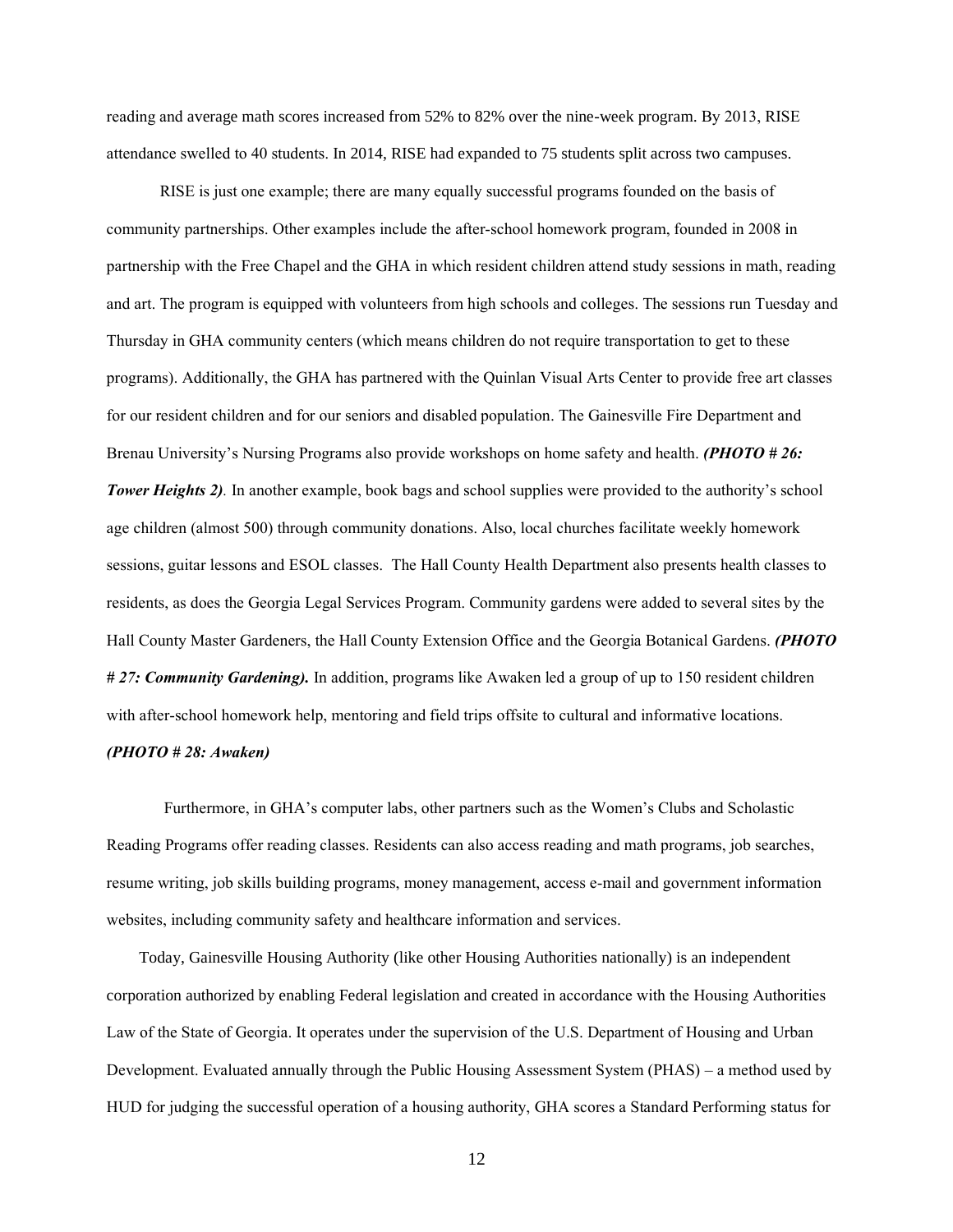reading and average math scores increased from 52% to 82% over the nine-week program. By 2013, RISE attendance swelled to 40 students. In 2014, RISE had expanded to 75 students split across two campuses.

RISE is just one example; there are many equally successful programs founded on the basis of community partnerships. Other examples include the after-school homework program, founded in 2008 in partnership with the Free Chapel and the GHA in which resident children attend study sessions in math, reading and art. The program is equipped with volunteers from high schools and colleges. The sessions run Tuesday and Thursday in GHA community centers (which means children do not require transportation to get to these programs). Additionally, the GHA has partnered with the Quinlan Visual Arts Center to provide free art classes for our resident children and for our seniors and disabled population. The Gainesville Fire Department and Brenau University's Nursing Programs also provide workshops on home safety and health. ***(PHOTO # 26: Tower Heights 2)***. In another example, book bags and school supplies were provided to the authority's school age children (almost 500) through community donations. Also, local churches facilitate weekly homework sessions, guitar lessons and ESOL classes. The Hall County Health Department also presents health classes to residents, as does the Georgia Legal Services Program. Community gardens were added to several sites by the Hall County Master Gardeners, the Hall County Extension Office and the Georgia Botanical Gardens. ***(PHOTO # 27: Community Gardening).*** In addition, programs like Awaken led a group of up to 150 resident children with after-school homework help, mentoring and field trips offsite to cultural and informative locations. ***(PHOTO # 28: Awaken)***

Furthermore, in GHA's computer labs, other partners such as the Women's Clubs and Scholastic Reading Programs offer reading classes. Residents can also access reading and math programs, job searches, resume writing, job skills building programs, money management, access e-mail and government information websites, including community safety and healthcare information and services.

Today, Gainesville Housing Authority (like other Housing Authorities nationally) is an independent corporation authorized by enabling Federal legislation and created in accordance with the Housing Authorities Law of the State of Georgia. It operates under the supervision of the U.S. Department of Housing and Urban Development. Evaluated annually through the Public Housing Assessment System (PHAS) – a method used by HUD for judging the successful operation of a housing authority, GHA scores a Standard Performing status for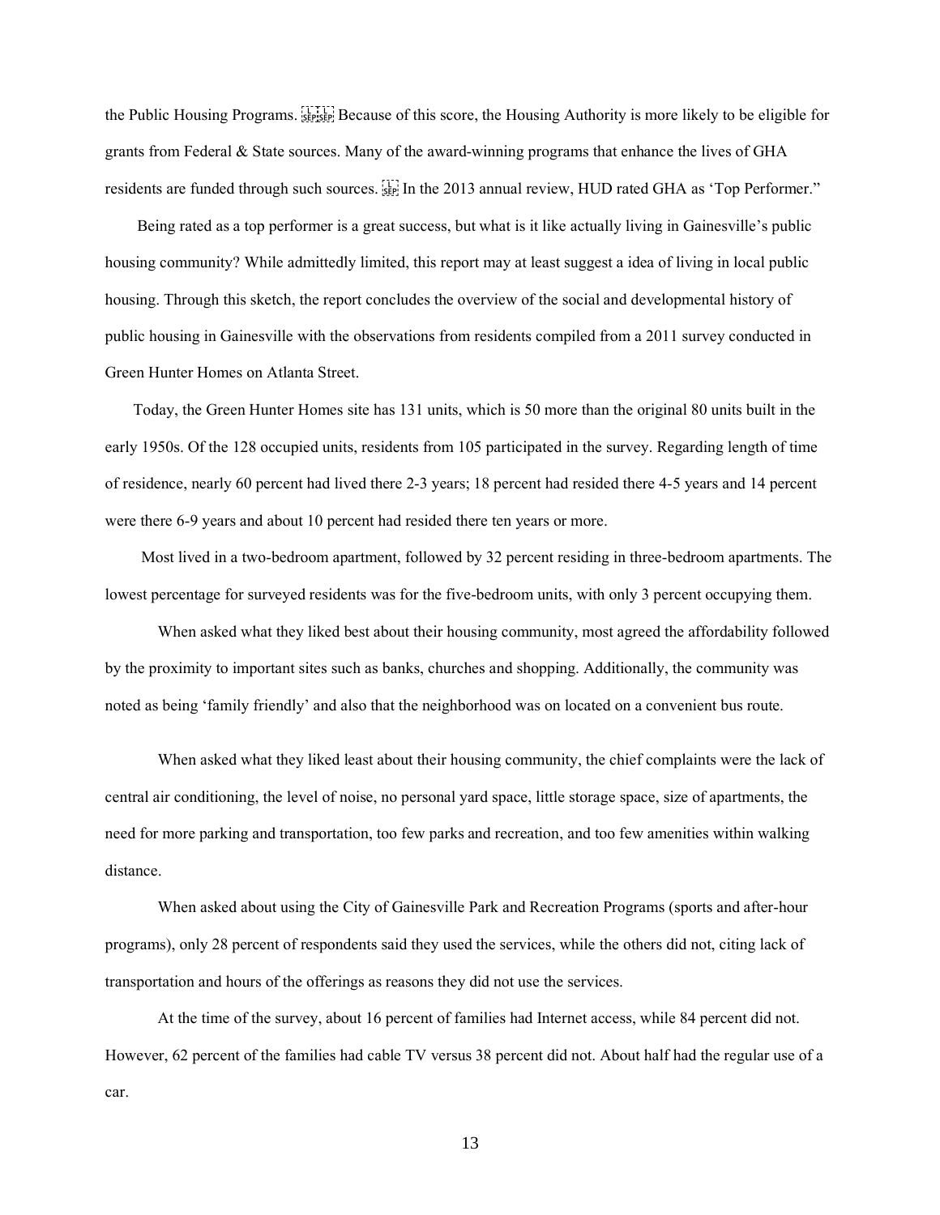the Public Housing Programs. Because of this score, the Housing Authority is more likely to be eligible for grants from Federal & State sources. Many of the award-winning programs that enhance the lives of GHA residents are funded through such sources. In the 2013 annual review, HUD rated GHA as 'Top Performer."

Being rated as a top performer is a great success, but what is it like actually living in Gainesville's public housing community? While admittedly limited, this report may at least suggest a idea of living in local public housing. Through this sketch, the report concludes the overview of the social and developmental history of public housing in Gainesville with the observations from residents compiled from a 2011 survey conducted in Green Hunter Homes on Atlanta Street.

Today, the Green Hunter Homes site has 131 units, which is 50 more than the original 80 units built in the early 1950s. Of the 128 occupied units, residents from 105 participated in the survey. Regarding length of time of residence, nearly 60 percent had lived there 2-3 years; 18 percent had resided there 4-5 years and 14 percent were there 6-9 years and about 10 percent had resided there ten years or more.

Most lived in a two-bedroom apartment, followed by 32 percent residing in three-bedroom apartments. The lowest percentage for surveyed residents was for the five-bedroom units, with only 3 percent occupying them.

When asked what they liked best about their housing community, most agreed the affordability followed by the proximity to important sites such as banks, churches and shopping. Additionally, the community was noted as being 'family friendly' and also that the neighborhood was on located on a convenient bus route.

When asked what they liked least about their housing community, the chief complaints were the lack of central air conditioning, the level of noise, no personal yard space, little storage space, size of apartments, the need for more parking and transportation, too few parks and recreation, and too few amenities within walking distance.

When asked about using the City of Gainesville Park and Recreation Programs (sports and after-hour programs), only 28 percent of respondents said they used the services, while the others did not, citing lack of transportation and hours of the offerings as reasons they did not use the services.

At the time of the survey, about 16 percent of families had Internet access, while 84 percent did not. However, 62 percent of the families had cable TV versus 38 percent did not. About half had the regular use of a car.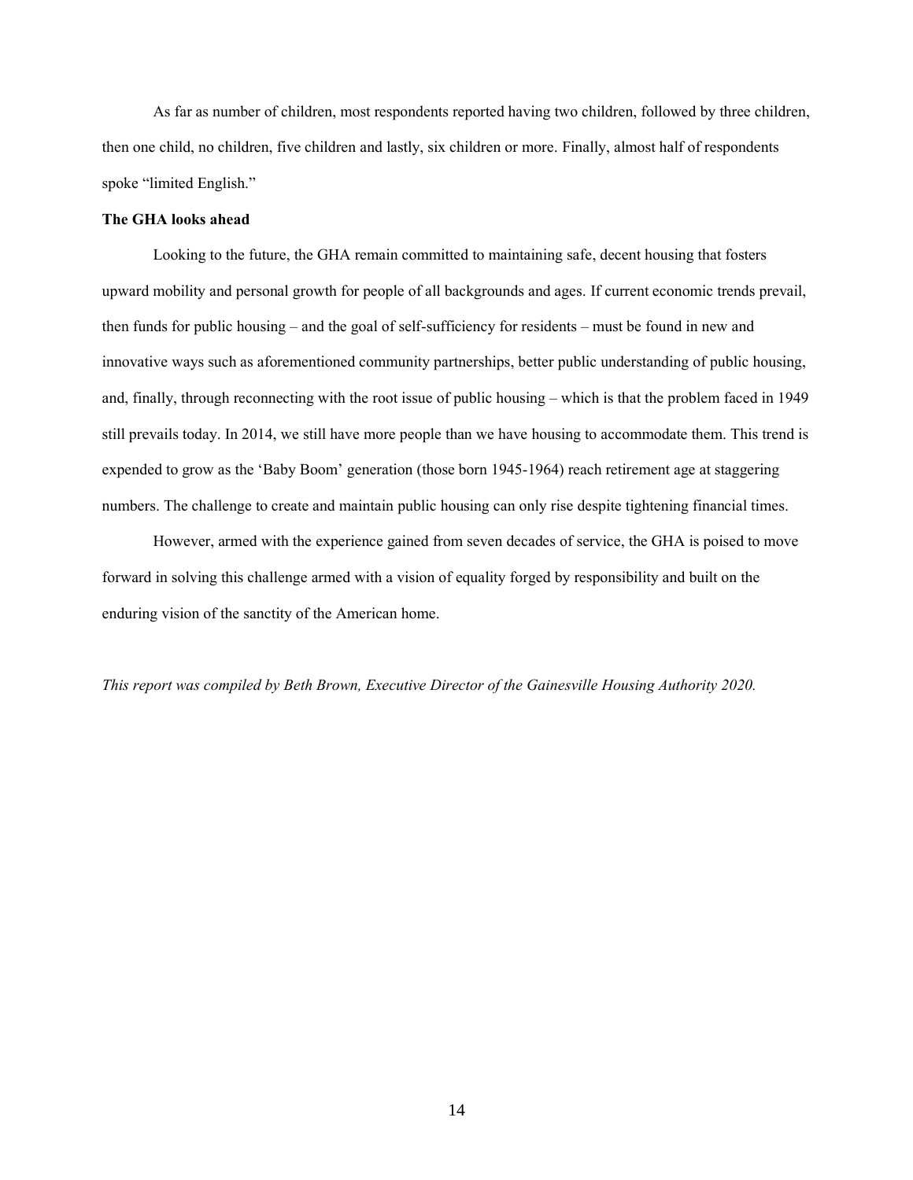As far as number of children, most respondents reported having two children, followed by three children, then one child, no children, five children and lastly, six children or more. Finally, almost half of respondents spoke "limited English."

**The GHA looks ahead**

Looking to the future, the GHA remain committed to maintaining safe, decent housing that fosters upward mobility and personal growth for people of all backgrounds and ages. If current economic trends prevail, then funds for public housing – and the goal of self-sufficiency for residents – must be found in new and innovative ways such as aforementioned community partnerships, better public understanding of public housing, and, finally, through reconnecting with the root issue of public housing – which is that the problem faced in 1949 still prevails today. In 2014, we still have more people than we have housing to accommodate them. This trend is expended to grow as the 'Baby Boom' generation (those born 1945-1964) reach retirement age at staggering numbers. The challenge to create and maintain public housing can only rise despite tightening financial times.

However, armed with the experience gained from seven decades of service, the GHA is poised to move forward in solving this challenge armed with a vision of equality forged by responsibility and built on the enduring vision of the sanctity of the American home.

*This report was compiled by Beth Brown, Executive Director of the Gainesville Housing Authority 2020.*